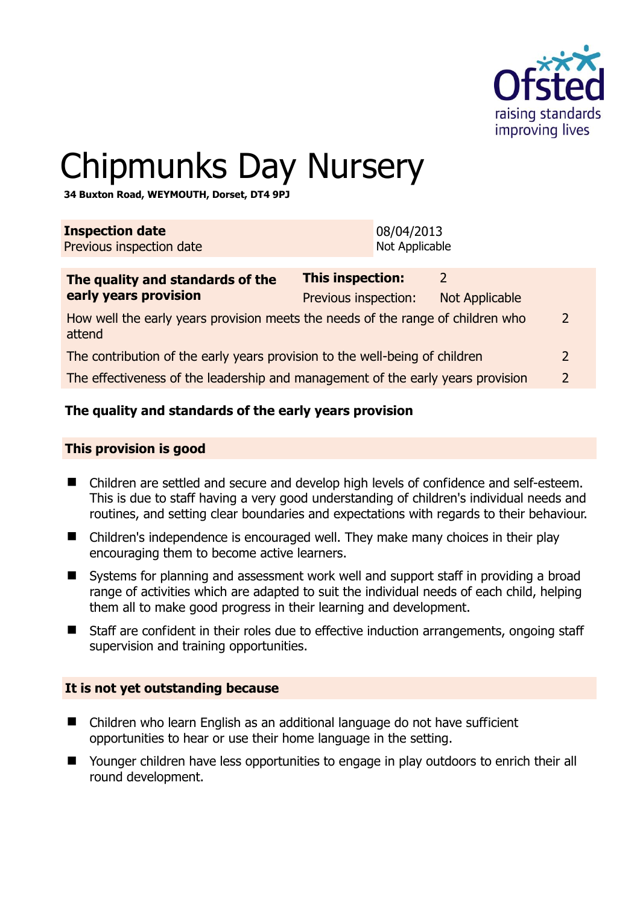# Chipmunks Day Nursery

**34 Buxton Road, WEYMOUTH, Dorset, DT4 9PJ**

| **Inspection date** | 08/04/2013 |
|---|---|
| Previous inspection date | Not Applicable |

| **The quality and standards of the early years provision** | **This inspection:** | 2 |
|---|---|---|
| | Previous inspection: | Not Applicable |
| How well the early years provision meets the needs of the range of children who attend | | 2 |
| The contribution of the early years provision to the well-being of children | | 2 |
| The effectiveness of the leadership and management of the early years provision | | 2 |

**The quality and standards of the early years provision**

**This provision is good**

- Children are settled and secure and develop high levels of confidence and self-esteem. This is due to staff having a very good understanding of children's individual needs and routines, and setting clear boundaries and expectations with regards to their behaviour.
- Children's independence is encouraged well. They make many choices in their play encouraging them to become active learners.
- Systems for planning and assessment work well and support staff in providing a broad range of activities which are adapted to suit the individual needs of each child, helping them all to make good progress in their learning and development.
- Staff are confident in their roles due to effective induction arrangements, ongoing staff supervision and training opportunities.

**It is not yet outstanding because**

- Children who learn English as an additional language do not have sufficient opportunities to hear or use their home language in the setting.
- Younger children have less opportunities to engage in play outdoors to enrich their all round development.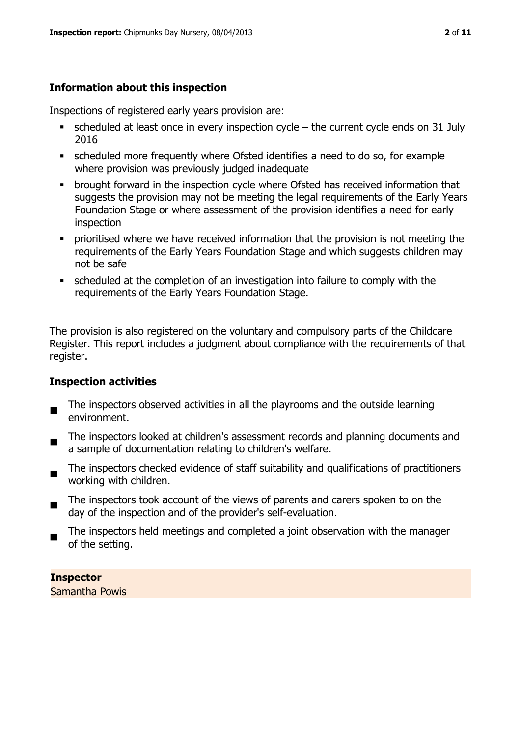## Information about this inspection

Inspections of registered early years provision are:

- scheduled at least once in every inspection cycle – the current cycle ends on 31 July 2016
- scheduled more frequently where Ofsted identifies a need to do so, for example where provision was previously judged inadequate
- brought forward in the inspection cycle where Ofsted has received information that suggests the provision may not be meeting the legal requirements of the Early Years Foundation Stage or where assessment of the provision identifies a need for early inspection
- prioritised where we have received information that the provision is not meeting the requirements of the Early Years Foundation Stage and which suggests children may not be safe
- scheduled at the completion of an investigation into failure to comply with the requirements of the Early Years Foundation Stage.

The provision is also registered on the voluntary and compulsory parts of the Childcare Register. This report includes a judgment about compliance with the requirements of that register.

## Inspection activities

- The inspectors observed activities in all the playrooms and the outside learning environment.
- The inspectors looked at children's assessment records and planning documents and a sample of documentation relating to children's welfare.
- The inspectors checked evidence of staff suitability and qualifications of practitioners working with children.
- The inspectors took account of the views of parents and carers spoken to on the day of the inspection and of the provider's self-evaluation.
- The inspectors held meetings and completed a joint observation with the manager of the setting.

**Inspector**
Samantha Powis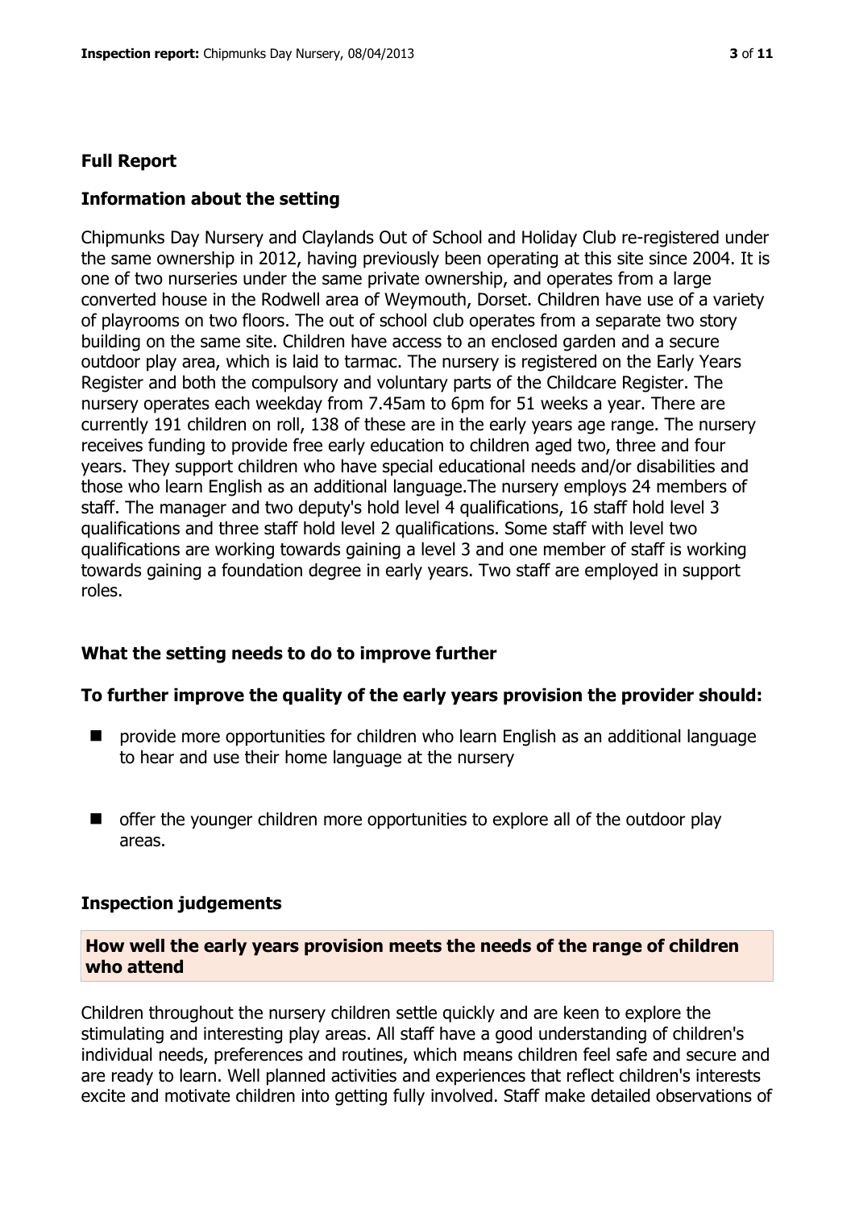## Full Report

### Information about the setting

Chipmunks Day Nursery and Claylands Out of School and Holiday Club re-registered under the same ownership in 2012, having previously been operating at this site since 2004. It is one of two nurseries under the same private ownership, and operates from a large converted house in the Rodwell area of Weymouth, Dorset. Children have use of a variety of playrooms on two floors. The out of school club operates from a separate two story building on the same site. Children have access to an enclosed garden and a secure outdoor play area, which is laid to tarmac. The nursery is registered on the Early Years Register and both the compulsory and voluntary parts of the Childcare Register. The nursery operates each weekday from 7.45am to 6pm for 51 weeks a year. There are currently 191 children on roll, 138 of these are in the early years age range. The nursery receives funding to provide free early education to children aged two, three and four years. They support children who have special educational needs and/or disabilities and those who learn English as an additional language.The nursery employs 24 members of staff. The manager and two deputy's hold level 4 qualifications, 16 staff hold level 3 qualifications and three staff hold level 2 qualifications. Some staff with level two qualifications are working towards gaining a level 3 and one member of staff is working towards gaining a foundation degree in early years. Two staff are employed in support roles.

### What the setting needs to do to improve further

**To further improve the quality of the early years provision the provider should:**

- provide more opportunities for children who learn English as an additional language to hear and use their home language at the nursery
- offer the younger children more opportunities to explore all of the outdoor play areas.

### Inspection judgements

**How well the early years provision meets the needs of the range of children who attend**

Children throughout the nursery children settle quickly and are keen to explore the stimulating and interesting play areas. All staff have a good understanding of children's individual needs, preferences and routines, which means children feel safe and secure and are ready to learn. Well planned activities and experiences that reflect children's interests excite and motivate children into getting fully involved. Staff make detailed observations of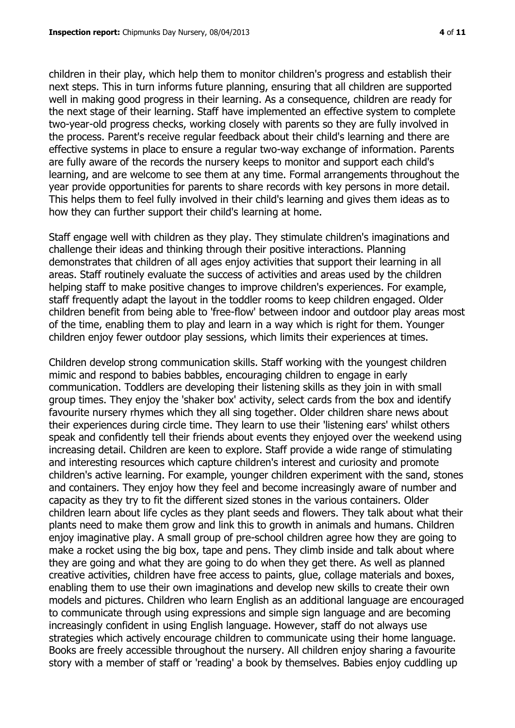children in their play, which help them to monitor children's progress and establish their next steps. This in turn informs future planning, ensuring that all children are supported well in making good progress in their learning. As a consequence, children are ready for the next stage of their learning. Staff have implemented an effective system to complete two-year-old progress checks, working closely with parents so they are fully involved in the process. Parent's receive regular feedback about their child's learning and there are effective systems in place to ensure a regular two-way exchange of information. Parents are fully aware of the records the nursery keeps to monitor and support each child's learning, and are welcome to see them at any time. Formal arrangements throughout the year provide opportunities for parents to share records with key persons in more detail. This helps them to feel fully involved in their child's learning and gives them ideas as to how they can further support their child's learning at home.

Staff engage well with children as they play. They stimulate children's imaginations and challenge their ideas and thinking through their positive interactions. Planning demonstrates that children of all ages enjoy activities that support their learning in all areas. Staff routinely evaluate the success of activities and areas used by the children helping staff to make positive changes to improve children's experiences. For example, staff frequently adapt the layout in the toddler rooms to keep children engaged. Older children benefit from being able to 'free-flow' between indoor and outdoor play areas most of the time, enabling them to play and learn in a way which is right for them. Younger children enjoy fewer outdoor play sessions, which limits their experiences at times.

Children develop strong communication skills. Staff working with the youngest children mimic and respond to babies babbles, encouraging children to engage in early communication. Toddlers are developing their listening skills as they join in with small group times. They enjoy the 'shaker box' activity, select cards from the box and identify favourite nursery rhymes which they all sing together. Older children share news about their experiences during circle time. They learn to use their 'listening ears' whilst others speak and confidently tell their friends about events they enjoyed over the weekend using increasing detail. Children are keen to explore. Staff provide a wide range of stimulating and interesting resources which capture children's interest and curiosity and promote children's active learning. For example, younger children experiment with the sand, stones and containers. They enjoy how they feel and become increasingly aware of number and capacity as they try to fit the different sized stones in the various containers. Older children learn about life cycles as they plant seeds and flowers. They talk about what their plants need to make them grow and link this to growth in animals and humans. Children enjoy imaginative play. A small group of pre-school children agree how they are going to make a rocket using the big box, tape and pens. They climb inside and talk about where they are going and what they are going to do when they get there. As well as planned creative activities, children have free access to paints, glue, collage materials and boxes, enabling them to use their own imaginations and develop new skills to create their own models and pictures. Children who learn English as an additional language are encouraged to communicate through using expressions and simple sign language and are becoming increasingly confident in using English language. However, staff do not always use strategies which actively encourage children to communicate using their home language. Books are freely accessible throughout the nursery. All children enjoy sharing a favourite story with a member of staff or 'reading' a book by themselves. Babies enjoy cuddling up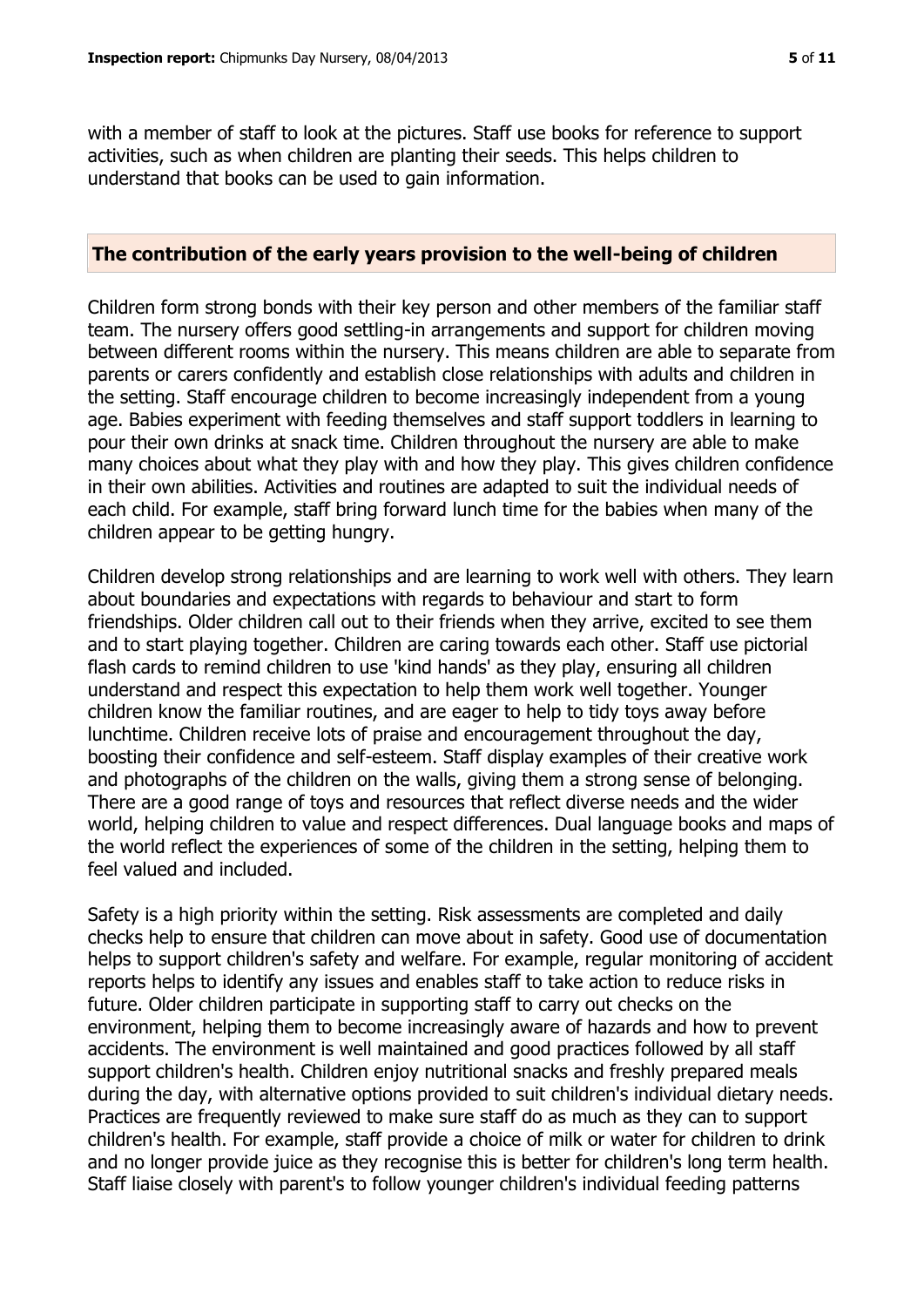with a member of staff to look at the pictures. Staff use books for reference to support activities, such as when children are planting their seeds. This helps children to understand that books can be used to gain information.

## The contribution of the early years provision to the well-being of children

Children form strong bonds with their key person and other members of the familiar staff team. The nursery offers good settling-in arrangements and support for children moving between different rooms within the nursery. This means children are able to separate from parents or carers confidently and establish close relationships with adults and children in the setting. Staff encourage children to become increasingly independent from a young age. Babies experiment with feeding themselves and staff support toddlers in learning to pour their own drinks at snack time. Children throughout the nursery are able to make many choices about what they play with and how they play. This gives children confidence in their own abilities. Activities and routines are adapted to suit the individual needs of each child. For example, staff bring forward lunch time for the babies when many of the children appear to be getting hungry.

Children develop strong relationships and are learning to work well with others. They learn about boundaries and expectations with regards to behaviour and start to form friendships. Older children call out to their friends when they arrive, excited to see them and to start playing together. Children are caring towards each other. Staff use pictorial flash cards to remind children to use 'kind hands' as they play, ensuring all children understand and respect this expectation to help them work well together. Younger children know the familiar routines, and are eager to help to tidy toys away before lunchtime. Children receive lots of praise and encouragement throughout the day, boosting their confidence and self-esteem. Staff display examples of their creative work and photographs of the children on the walls, giving them a strong sense of belonging. There are a good range of toys and resources that reflect diverse needs and the wider world, helping children to value and respect differences. Dual language books and maps of the world reflect the experiences of some of the children in the setting, helping them to feel valued and included.

Safety is a high priority within the setting. Risk assessments are completed and daily checks help to ensure that children can move about in safety. Good use of documentation helps to support children's safety and welfare. For example, regular monitoring of accident reports helps to identify any issues and enables staff to take action to reduce risks in future. Older children participate in supporting staff to carry out checks on the environment, helping them to become increasingly aware of hazards and how to prevent accidents. The environment is well maintained and good practices followed by all staff support children's health. Children enjoy nutritional snacks and freshly prepared meals during the day, with alternative options provided to suit children's individual dietary needs. Practices are frequently reviewed to make sure staff do as much as they can to support children's health. For example, staff provide a choice of milk or water for children to drink and no longer provide juice as they recognise this is better for children's long term health. Staff liaise closely with parent's to follow younger children's individual feeding patterns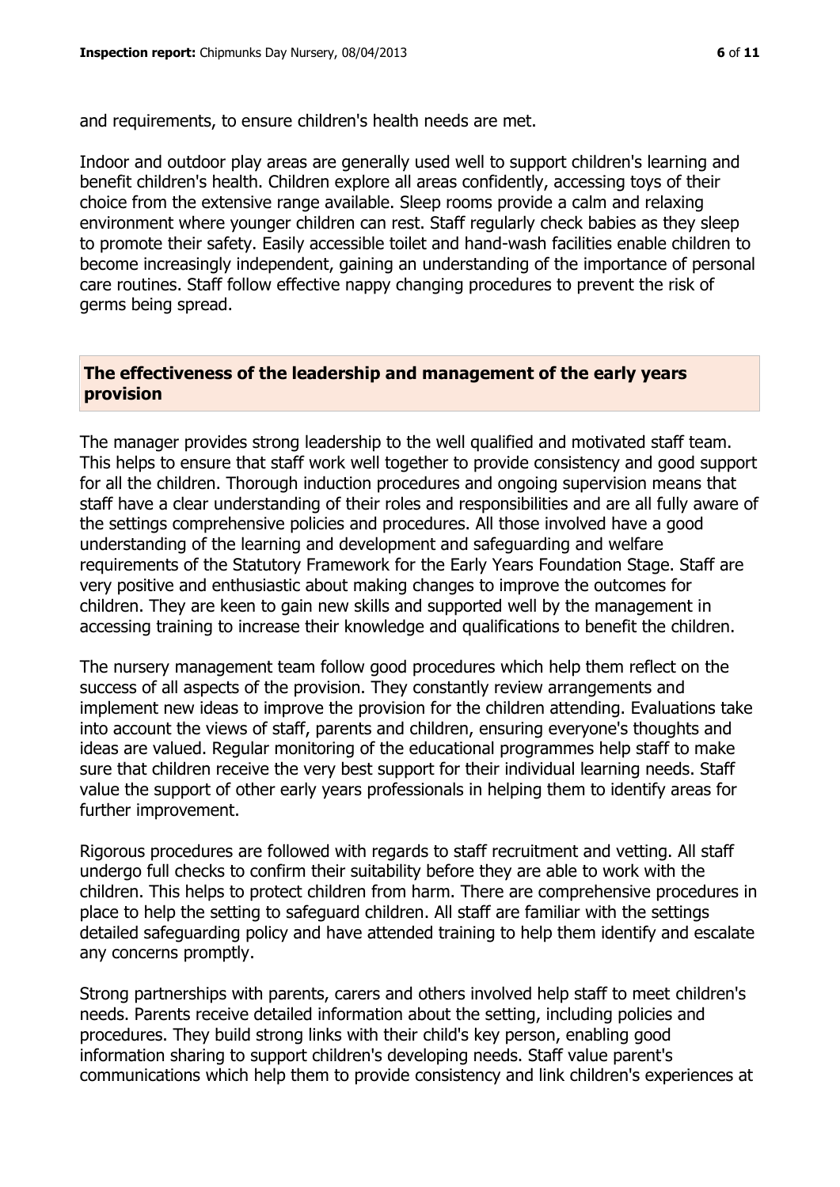and requirements, to ensure children's health needs are met.

Indoor and outdoor play areas are generally used well to support children's learning and benefit children's health. Children explore all areas confidently, accessing toys of their choice from the extensive range available. Sleep rooms provide a calm and relaxing environment where younger children can rest. Staff regularly check babies as they sleep to promote their safety. Easily accessible toilet and hand-wash facilities enable children to become increasingly independent, gaining an understanding of the importance of personal care routines. Staff follow effective nappy changing procedures to prevent the risk of germs being spread.

## The effectiveness of the leadership and management of the early years provision

The manager provides strong leadership to the well qualified and motivated staff team. This helps to ensure that staff work well together to provide consistency and good support for all the children. Thorough induction procedures and ongoing supervision means that staff have a clear understanding of their roles and responsibilities and are all fully aware of the settings comprehensive policies and procedures. All those involved have a good understanding of the learning and development and safeguarding and welfare requirements of the Statutory Framework for the Early Years Foundation Stage. Staff are very positive and enthusiastic about making changes to improve the outcomes for children. They are keen to gain new skills and supported well by the management in accessing training to increase their knowledge and qualifications to benefit the children.

The nursery management team follow good procedures which help them reflect on the success of all aspects of the provision. They constantly review arrangements and implement new ideas to improve the provision for the children attending. Evaluations take into account the views of staff, parents and children, ensuring everyone's thoughts and ideas are valued. Regular monitoring of the educational programmes help staff to make sure that children receive the very best support for their individual learning needs. Staff value the support of other early years professionals in helping them to identify areas for further improvement.

Rigorous procedures are followed with regards to staff recruitment and vetting. All staff undergo full checks to confirm their suitability before they are able to work with the children. This helps to protect children from harm. There are comprehensive procedures in place to help the setting to safeguard children. All staff are familiar with the settings detailed safeguarding policy and have attended training to help them identify and escalate any concerns promptly.

Strong partnerships with parents, carers and others involved help staff to meet children's needs. Parents receive detailed information about the setting, including policies and procedures. They build strong links with their child's key person, enabling good information sharing to support children's developing needs. Staff value parent's communications which help them to provide consistency and link children's experiences at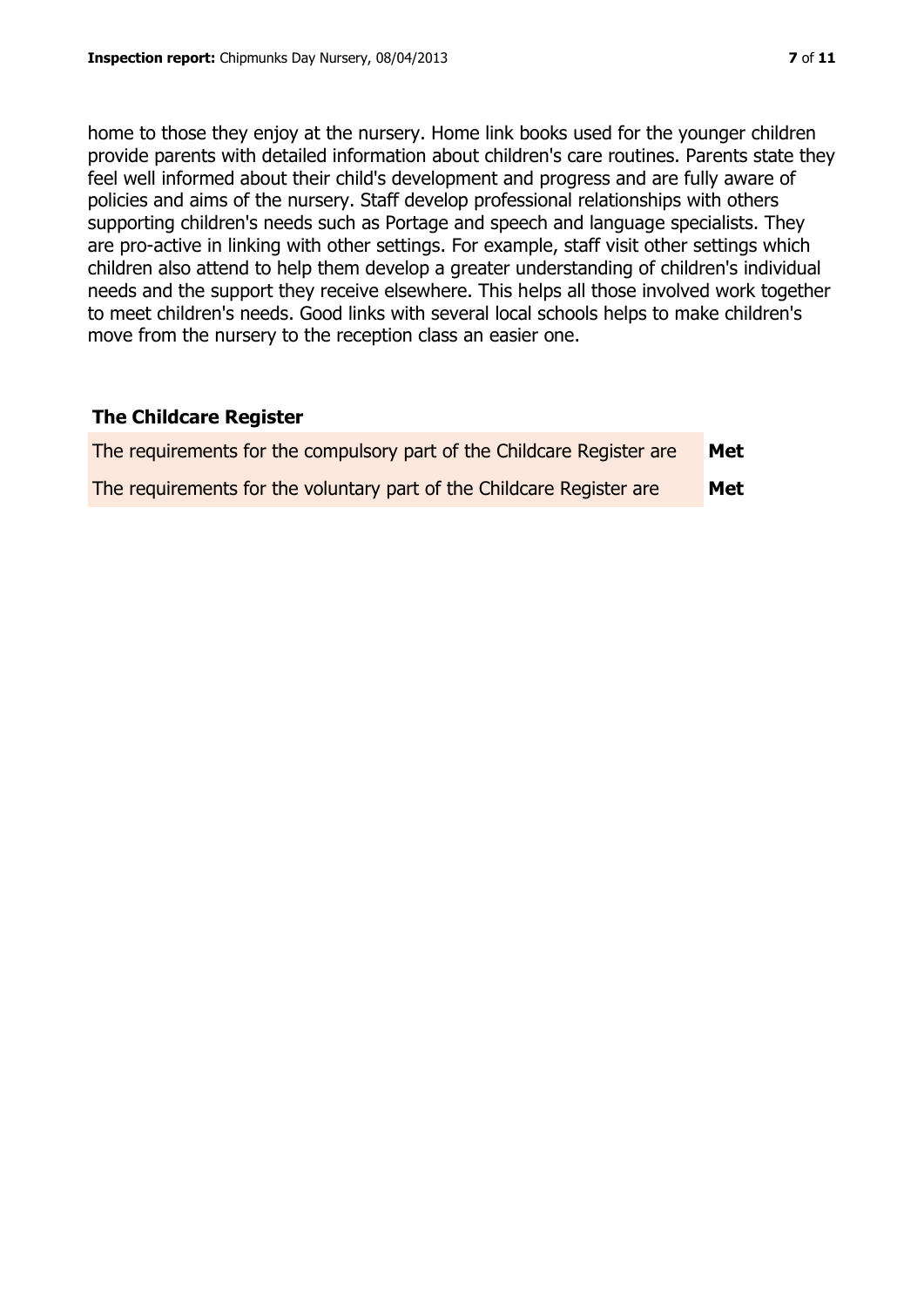home to those they enjoy at the nursery. Home link books used for the younger children provide parents with detailed information about children's care routines. Parents state they feel well informed about their child's development and progress and are fully aware of policies and aims of the nursery. Staff develop professional relationships with others supporting children's needs such as Portage and speech and language specialists. They are pro-active in linking with other settings. For example, staff visit other settings which children also attend to help them develop a greater understanding of children's individual needs and the support they receive elsewhere. This helps all those involved work together to meet children's needs. Good links with several local schools helps to make children's move from the nursery to the reception class an easier one.

## The Childcare Register

| | |
|---|---|
| The requirements for the compulsory part of the Childcare Register are | **Met** |
| The requirements for the voluntary part of the Childcare Register are | **Met** |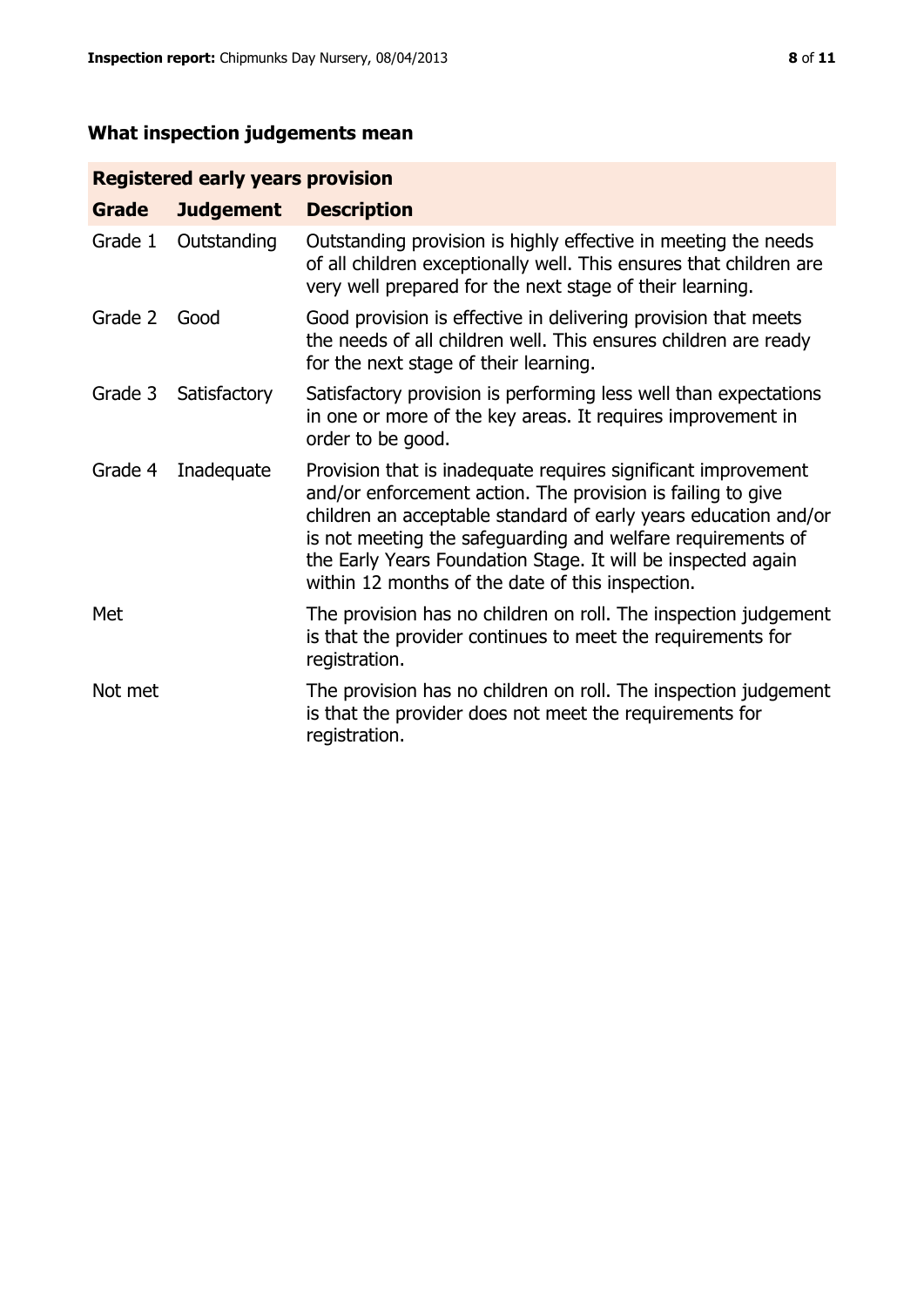## What inspection judgements mean

| Registered early years provision | | |
|---|---|---|
| **Grade** | **Judgement** | **Description** |
| Grade 1 | Outstanding | Outstanding provision is highly effective in meeting the needs of all children exceptionally well. This ensures that children are very well prepared for the next stage of their learning. |
| Grade 2 | Good | Good provision is effective in delivering provision that meets the needs of all children well. This ensures children are ready for the next stage of their learning. |
| Grade 3 | Satisfactory | Satisfactory provision is performing less well than expectations in one or more of the key areas. It requires improvement in order to be good. |
| Grade 4 | Inadequate | Provision that is inadequate requires significant improvement and/or enforcement action. The provision is failing to give children an acceptable standard of early years education and/or is not meeting the safeguarding and welfare requirements of the Early Years Foundation Stage. It will be inspected again within 12 months of the date of this inspection. |
| Met | | The provision has no children on roll. The inspection judgement is that the provider continues to meet the requirements for registration. |
| Not met | | The provision has no children on roll. The inspection judgement is that the provider does not meet the requirements for registration. |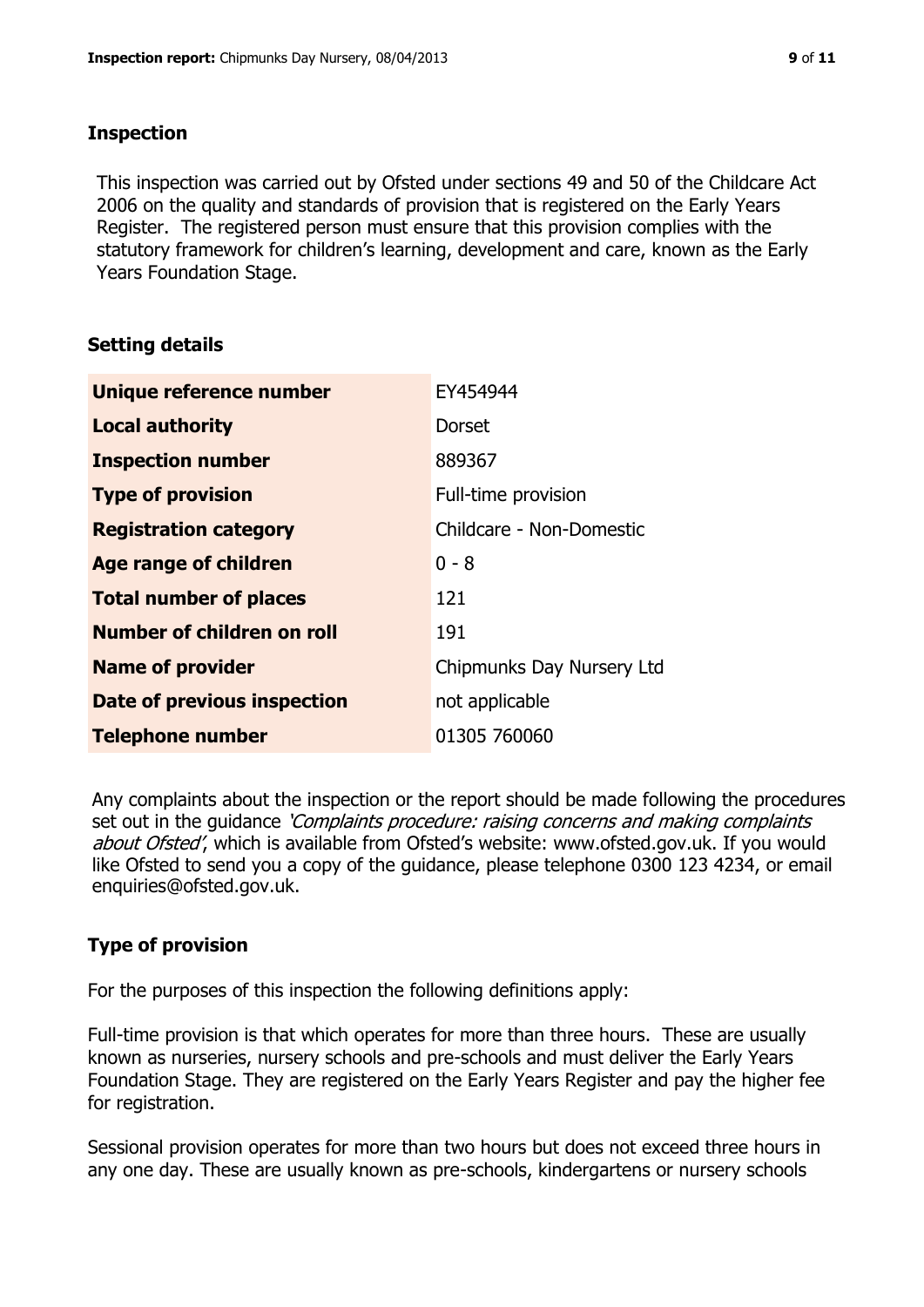## Inspection

This inspection was carried out by Ofsted under sections 49 and 50 of the Childcare Act 2006 on the quality and standards of provision that is registered on the Early Years Register. The registered person must ensure that this provision complies with the statutory framework for children's learning, development and care, known as the Early Years Foundation Stage.

## Setting details

| | |
|---|---|
| **Unique reference number** | EY454944 |
| **Local authority** | Dorset |
| **Inspection number** | 889367 |
| **Type of provision** | Full-time provision |
| **Registration category** | Childcare - Non-Domestic |
| **Age range of children** | 0 - 8 |
| **Total number of places** | 121 |
| **Number of children on roll** | 191 |
| **Name of provider** | Chipmunks Day Nursery Ltd |
| **Date of previous inspection** | not applicable |
| **Telephone number** | 01305 760060 |

Any complaints about the inspection or the report should be made following the procedures set out in the guidance *'Complaints procedure: raising concerns and making complaints about Ofsted'*, which is available from Ofsted's website: www.ofsted.gov.uk. If you would like Ofsted to send you a copy of the guidance, please telephone 0300 123 4234, or email enquiries@ofsted.gov.uk.

## Type of provision

For the purposes of this inspection the following definitions apply:

Full-time provision is that which operates for more than three hours. These are usually known as nurseries, nursery schools and pre-schools and must deliver the Early Years Foundation Stage. They are registered on the Early Years Register and pay the higher fee for registration.

Sessional provision operates for more than two hours but does not exceed three hours in any one day. These are usually known as pre-schools, kindergartens or nursery schools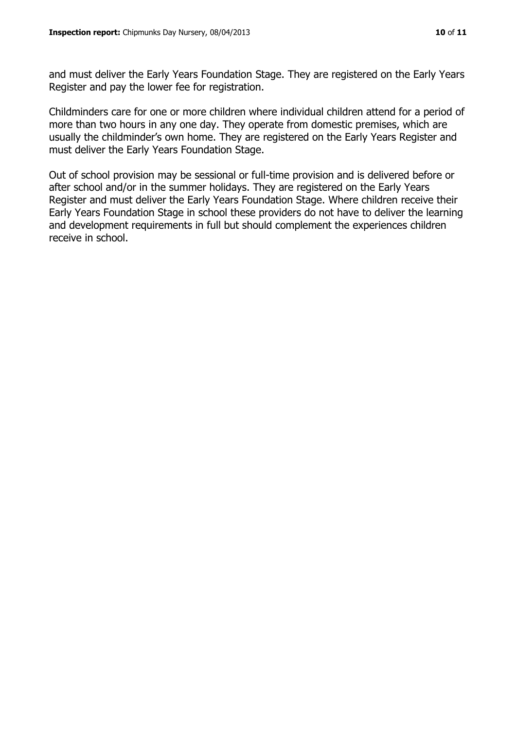and must deliver the Early Years Foundation Stage. They are registered on the Early Years Register and pay the lower fee for registration.

Childminders care for one or more children where individual children attend for a period of more than two hours in any one day. They operate from domestic premises, which are usually the childminder's own home. They are registered on the Early Years Register and must deliver the Early Years Foundation Stage.

Out of school provision may be sessional or full-time provision and is delivered before or after school and/or in the summer holidays. They are registered on the Early Years Register and must deliver the Early Years Foundation Stage. Where children receive their Early Years Foundation Stage in school these providers do not have to deliver the learning and development requirements in full but should complement the experiences children receive in school.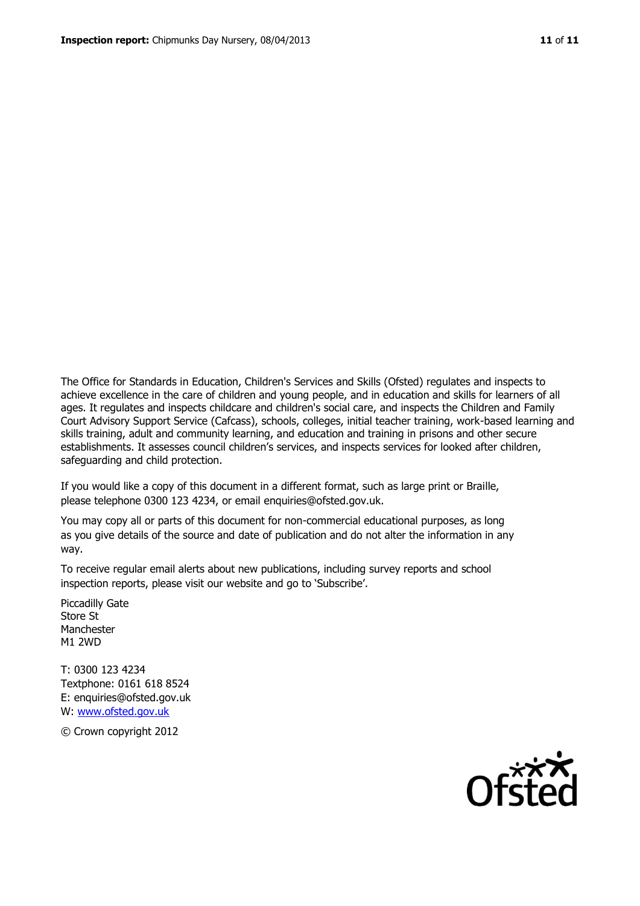The Office for Standards in Education, Children's Services and Skills (Ofsted) regulates and inspects to achieve excellence in the care of children and young people, and in education and skills for learners of all ages. It regulates and inspects childcare and children's social care, and inspects the Children and Family Court Advisory Support Service (Cafcass), schools, colleges, initial teacher training, work-based learning and skills training, adult and community learning, and education and training in prisons and other secure establishments. It assesses council children's services, and inspects services for looked after children, safeguarding and child protection.

If you would like a copy of this document in a different format, such as large print or Braille, please telephone 0300 123 4234, or email enquiries@ofsted.gov.uk.

You may copy all or parts of this document for non-commercial educational purposes, as long as you give details of the source and date of publication and do not alter the information in any way.

To receive regular email alerts about new publications, including survey reports and school inspection reports, please visit our website and go to 'Subscribe'.

Piccadilly Gate
Store St
Manchester
M1 2WD

T: 0300 123 4234
Textphone: 0161 618 8524
E: enquiries@ofsted.gov.uk
W: www.ofsted.gov.uk

© Crown copyright 2012